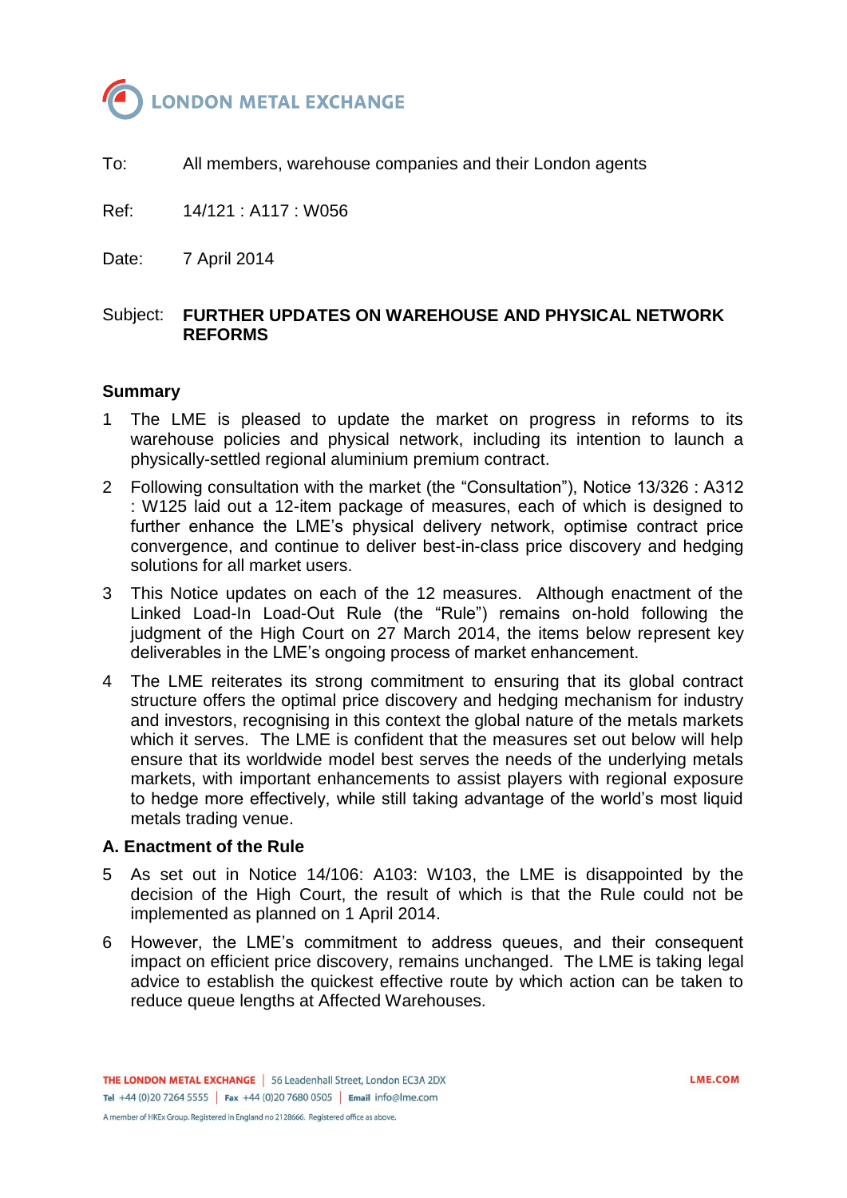# LONDON METAL EXCHANGE

To: All members, warehouse companies and their London agents

Ref: 14/121 : A117 : W056

Date: 7 April 2014

Subject: **FURTHER UPDATES ON WAREHOUSE AND PHYSICAL NETWORK REFORMS**

## Summary

1 The LME is pleased to update the market on progress in reforms to its warehouse policies and physical network, including its intention to launch a physically-settled regional aluminium premium contract.

2 Following consultation with the market (the "Consultation"), Notice 13/326 : A312 : W125 laid out a 12-item package of measures, each of which is designed to further enhance the LME's physical delivery network, optimise contract price convergence, and continue to deliver best-in-class price discovery and hedging solutions for all market users.

3 This Notice updates on each of the 12 measures. Although enactment of the Linked Load-In Load-Out Rule (the "Rule") remains on-hold following the judgment of the High Court on 27 March 2014, the items below represent key deliverables in the LME's ongoing process of market enhancement.

4 The LME reiterates its strong commitment to ensuring that its global contract structure offers the optimal price discovery and hedging mechanism for industry and investors, recognising in this context the global nature of the metals markets which it serves. The LME is confident that the measures set out below will help ensure that its worldwide model best serves the needs of the underlying metals markets, with important enhancements to assist players with regional exposure to hedge more effectively, while still taking advantage of the world's most liquid metals trading venue.

## A. Enactment of the Rule

5 As set out in Notice 14/106: A103: W103, the LME is disappointed by the decision of the High Court, the result of which is that the Rule could not be implemented as planned on 1 April 2014.

6 However, the LME's commitment to address queues, and their consequent impact on efficient price discovery, remains unchanged. The LME is taking legal advice to establish the quickest effective route by which action can be taken to reduce queue lengths at Affected Warehouses.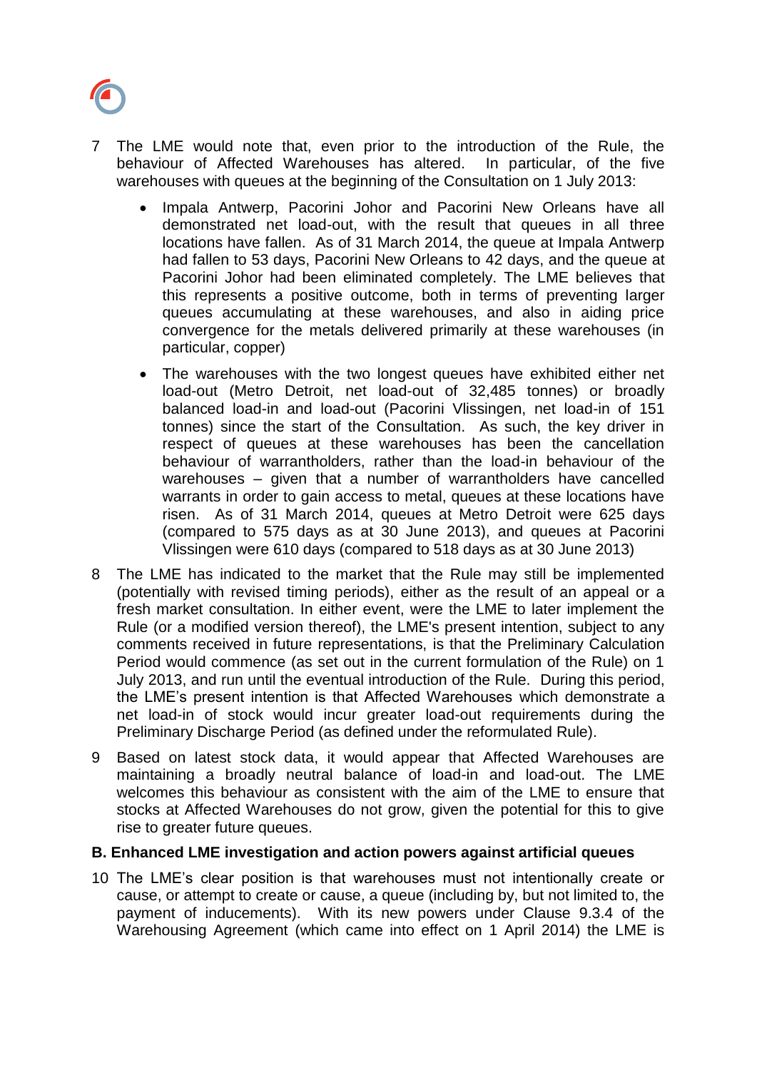7 The LME would note that, even prior to the introduction of the Rule, the behaviour of Affected Warehouses has altered. In particular, of the five warehouses with queues at the beginning of the Consultation on 1 July 2013:

- Impala Antwerp, Pacorini Johor and Pacorini New Orleans have all demonstrated net load-out, with the result that queues in all three locations have fallen. As of 31 March 2014, the queue at Impala Antwerp had fallen to 53 days, Pacorini New Orleans to 42 days, and the queue at Pacorini Johor had been eliminated completely. The LME believes that this represents a positive outcome, both in terms of preventing larger queues accumulating at these warehouses, and also in aiding price convergence for the metals delivered primarily at these warehouses (in particular, copper)
- The warehouses with the two longest queues have exhibited either net load-out (Metro Detroit, net load-out of 32,485 tonnes) or broadly balanced load-in and load-out (Pacorini Vlissingen, net load-in of 151 tonnes) since the start of the Consultation. As such, the key driver in respect of queues at these warehouses has been the cancellation behaviour of warrantholders, rather than the load-in behaviour of the warehouses – given that a number of warrantholders have cancelled warrants in order to gain access to metal, queues at these locations have risen. As of 31 March 2014, queues at Metro Detroit were 625 days (compared to 575 days as at 30 June 2013), and queues at Pacorini Vlissingen were 610 days (compared to 518 days as at 30 June 2013)

8 The LME has indicated to the market that the Rule may still be implemented (potentially with revised timing periods), either as the result of an appeal or a fresh market consultation. In either event, were the LME to later implement the Rule (or a modified version thereof), the LME's present intention, subject to any comments received in future representations, is that the Preliminary Calculation Period would commence (as set out in the current formulation of the Rule) on 1 July 2013, and run until the eventual introduction of the Rule. During this period, the LME's present intention is that Affected Warehouses which demonstrate a net load-in of stock would incur greater load-out requirements during the Preliminary Discharge Period (as defined under the reformulated Rule).

9 Based on latest stock data, it would appear that Affected Warehouses are maintaining a broadly neutral balance of load-in and load-out. The LME welcomes this behaviour as consistent with the aim of the LME to ensure that stocks at Affected Warehouses do not grow, given the potential for this to give rise to greater future queues.

### B. Enhanced LME investigation and action powers against artificial queues

10 The LME's clear position is that warehouses must not intentionally create or cause, or attempt to create or cause, a queue (including by, but not limited to, the payment of inducements). With its new powers under Clause 9.3.4 of the Warehousing Agreement (which came into effect on 1 April 2014) the LME is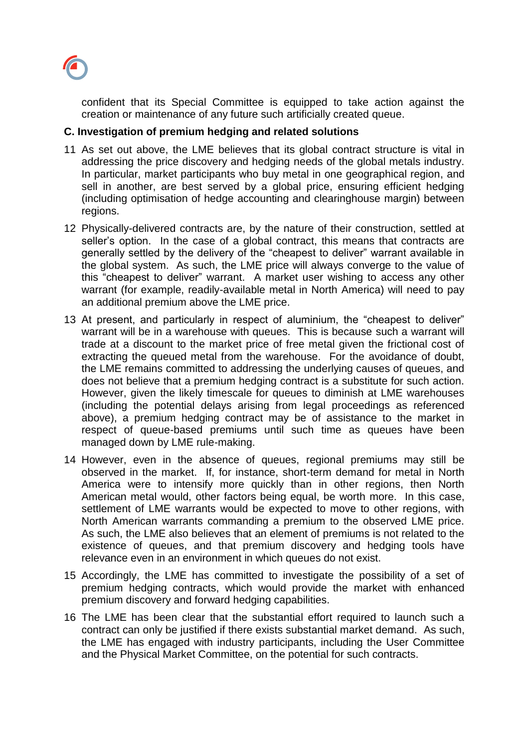confident that its Special Committee is equipped to take action against the creation or maintenance of any future such artificially created queue.

**C. Investigation of premium hedging and related solutions**

11 As set out above, the LME believes that its global contract structure is vital in addressing the price discovery and hedging needs of the global metals industry. In particular, market participants who buy metal in one geographical region, and sell in another, are best served by a global price, ensuring efficient hedging (including optimisation of hedge accounting and clearinghouse margin) between regions.

12 Physically-delivered contracts are, by the nature of their construction, settled at seller's option. In the case of a global contract, this means that contracts are generally settled by the delivery of the "cheapest to deliver" warrant available in the global system. As such, the LME price will always converge to the value of this "cheapest to deliver" warrant. A market user wishing to access any other warrant (for example, readily-available metal in North America) will need to pay an additional premium above the LME price.

13 At present, and particularly in respect of aluminium, the "cheapest to deliver" warrant will be in a warehouse with queues. This is because such a warrant will trade at a discount to the market price of free metal given the frictional cost of extracting the queued metal from the warehouse. For the avoidance of doubt, the LME remains committed to addressing the underlying causes of queues, and does not believe that a premium hedging contract is a substitute for such action. However, given the likely timescale for queues to diminish at LME warehouses (including the potential delays arising from legal proceedings as referenced above), a premium hedging contract may be of assistance to the market in respect of queue-based premiums until such time as queues have been managed down by LME rule-making.

14 However, even in the absence of queues, regional premiums may still be observed in the market. If, for instance, short-term demand for metal in North America were to intensify more quickly than in other regions, then North American metal would, other factors being equal, be worth more. In this case, settlement of LME warrants would be expected to move to other regions, with North American warrants commanding a premium to the observed LME price. As such, the LME also believes that an element of premiums is not related to the existence of queues, and that premium discovery and hedging tools have relevance even in an environment in which queues do not exist.

15 Accordingly, the LME has committed to investigate the possibility of a set of premium hedging contracts, which would provide the market with enhanced premium discovery and forward hedging capabilities.

16 The LME has been clear that the substantial effort required to launch such a contract can only be justified if there exists substantial market demand. As such, the LME has engaged with industry participants, including the User Committee and the Physical Market Committee, on the potential for such contracts.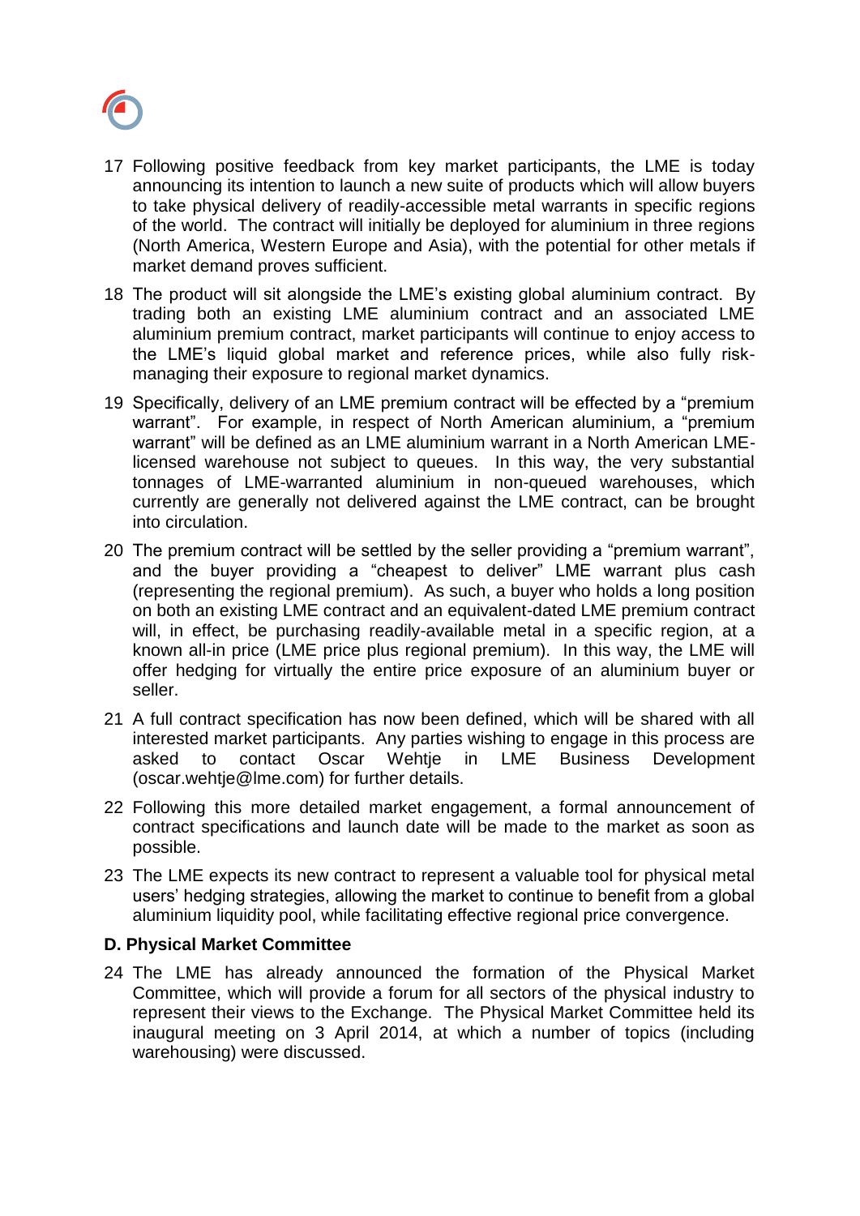17 Following positive feedback from key market participants, the LME is today announcing its intention to launch a new suite of products which will allow buyers to take physical delivery of readily-accessible metal warrants in specific regions of the world. The contract will initially be deployed for aluminium in three regions (North America, Western Europe and Asia), with the potential for other metals if market demand proves sufficient.

18 The product will sit alongside the LME's existing global aluminium contract. By trading both an existing LME aluminium contract and an associated LME aluminium premium contract, market participants will continue to enjoy access to the LME's liquid global market and reference prices, while also fully risk-managing their exposure to regional market dynamics.

19 Specifically, delivery of an LME premium contract will be effected by a "premium warrant". For example, in respect of North American aluminium, a "premium warrant" will be defined as an LME aluminium warrant in a North American LME-licensed warehouse not subject to queues. In this way, the very substantial tonnages of LME-warranted aluminium in non-queued warehouses, which currently are generally not delivered against the LME contract, can be brought into circulation.

20 The premium contract will be settled by the seller providing a "premium warrant", and the buyer providing a "cheapest to deliver" LME warrant plus cash (representing the regional premium). As such, a buyer who holds a long position on both an existing LME contract and an equivalent-dated LME premium contract will, in effect, be purchasing readily-available metal in a specific region, at a known all-in price (LME price plus regional premium). In this way, the LME will offer hedging for virtually the entire price exposure of an aluminium buyer or seller.

21 A full contract specification has now been defined, which will be shared with all interested market participants. Any parties wishing to engage in this process are asked to contact Oscar Wehtje in LME Business Development (oscar.wehtje@lme.com) for further details.

22 Following this more detailed market engagement, a formal announcement of contract specifications and launch date will be made to the market as soon as possible.

23 The LME expects its new contract to represent a valuable tool for physical metal users' hedging strategies, allowing the market to continue to benefit from a global aluminium liquidity pool, while facilitating effective regional price convergence.

**D. Physical Market Committee**

24 The LME has already announced the formation of the Physical Market Committee, which will provide a forum for all sectors of the physical industry to represent their views to the Exchange. The Physical Market Committee held its inaugural meeting on 3 April 2014, at which a number of topics (including warehousing) were discussed.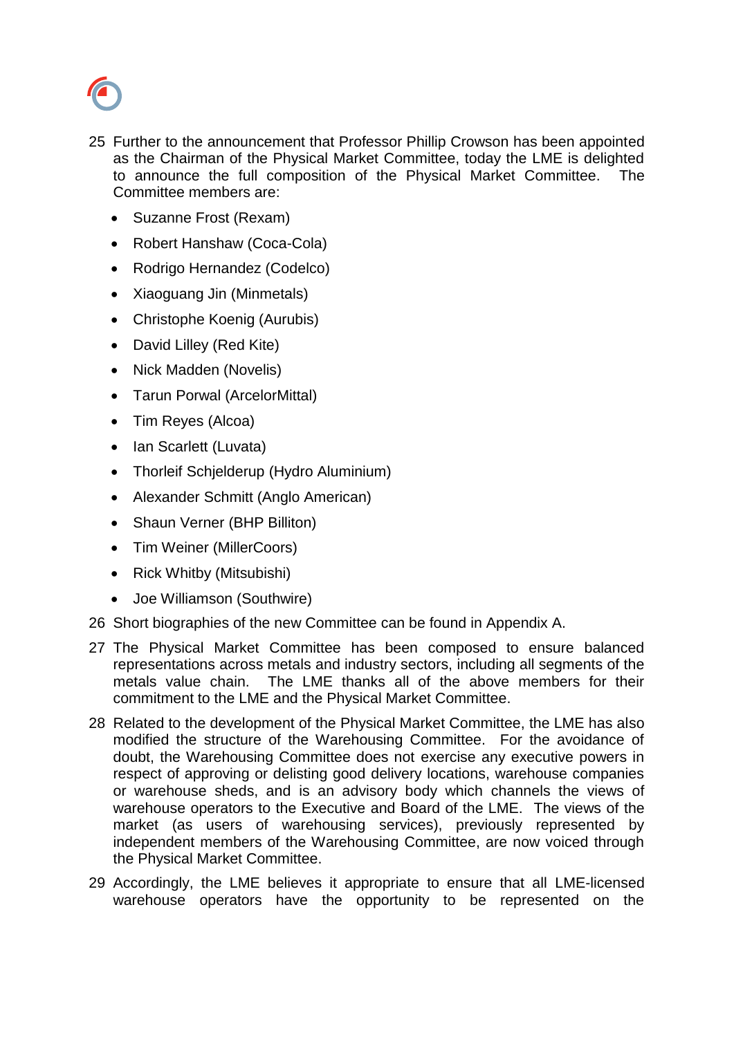25 Further to the announcement that Professor Phillip Crowson has been appointed as the Chairman of the Physical Market Committee, today the LME is delighted to announce the full composition of the Physical Market Committee. The Committee members are:

- Suzanne Frost (Rexam)
- Robert Hanshaw (Coca-Cola)
- Rodrigo Hernandez (Codelco)
- Xiaoguang Jin (Minmetals)
- Christophe Koenig (Aurubis)
- David Lilley (Red Kite)
- Nick Madden (Novelis)
- Tarun Porwal (ArcelorMittal)
- Tim Reyes (Alcoa)
- Ian Scarlett (Luvata)
- Thorleif Schjelderup (Hydro Aluminium)
- Alexander Schmitt (Anglo American)
- Shaun Verner (BHP Billiton)
- Tim Weiner (MillerCoors)
- Rick Whitby (Mitsubishi)
- Joe Williamson (Southwire)

26 Short biographies of the new Committee can be found in Appendix A.

27 The Physical Market Committee has been composed to ensure balanced representations across metals and industry sectors, including all segments of the metals value chain. The LME thanks all of the above members for their commitment to the LME and the Physical Market Committee.

28 Related to the development of the Physical Market Committee, the LME has also modified the structure of the Warehousing Committee. For the avoidance of doubt, the Warehousing Committee does not exercise any executive powers in respect of approving or delisting good delivery locations, warehouse companies or warehouse sheds, and is an advisory body which channels the views of warehouse operators to the Executive and Board of the LME. The views of the market (as users of warehousing services), previously represented by independent members of the Warehousing Committee, are now voiced through the Physical Market Committee.

29 Accordingly, the LME believes it appropriate to ensure that all LME-licensed warehouse operators have the opportunity to be represented on the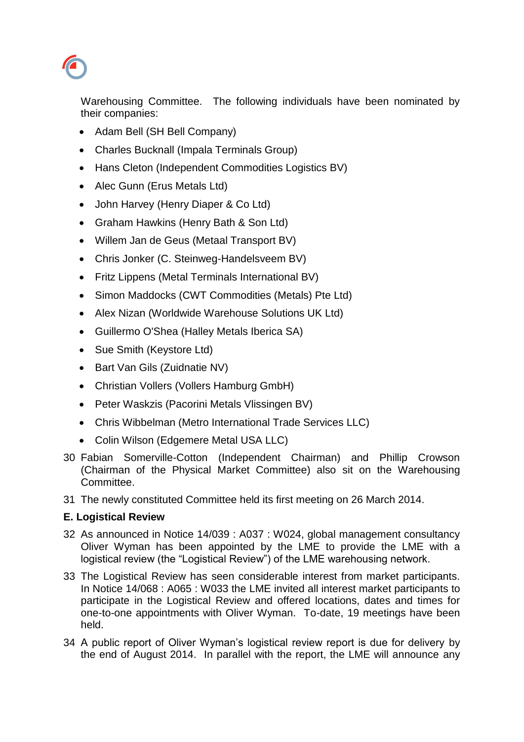Warehousing Committee. The following individuals have been nominated by their companies:

- Adam Bell (SH Bell Company)
- Charles Bucknall (Impala Terminals Group)
- Hans Cleton (Independent Commodities Logistics BV)
- Alec Gunn (Erus Metals Ltd)
- John Harvey (Henry Diaper & Co Ltd)
- Graham Hawkins (Henry Bath & Son Ltd)
- Willem Jan de Geus (Metaal Transport BV)
- Chris Jonker (C. Steinweg-Handelsveem BV)
- Fritz Lippens (Metal Terminals International BV)
- Simon Maddocks (CWT Commodities (Metals) Pte Ltd)
- Alex Nizan (Worldwide Warehouse Solutions UK Ltd)
- Guillermo O'Shea (Halley Metals Iberica SA)
- Sue Smith (Keystore Ltd)
- Bart Van Gils (Zuidnatie NV)
- Christian Vollers (Vollers Hamburg GmbH)
- Peter Waskzis (Pacorini Metals Vlissingen BV)
- Chris Wibbelman (Metro International Trade Services LLC)
- Colin Wilson (Edgemere Metal USA LLC)

30 Fabian Somerville-Cotton (Independent Chairman) and Phillip Crowson (Chairman of the Physical Market Committee) also sit on the Warehousing Committee.

31 The newly constituted Committee held its first meeting on 26 March 2014.

**E. Logistical Review**

32 As announced in Notice 14/039 : A037 : W024, global management consultancy Oliver Wyman has been appointed by the LME to provide the LME with a logistical review (the “Logistical Review”) of the LME warehousing network.

33 The Logistical Review has seen considerable interest from market participants. In Notice 14/068 : A065 : W033 the LME invited all interest market participants to participate in the Logistical Review and offered locations, dates and times for one-to-one appointments with Oliver Wyman. To-date, 19 meetings have been held.

34 A public report of Oliver Wyman’s logistical review report is due for delivery by the end of August 2014. In parallel with the report, the LME will announce any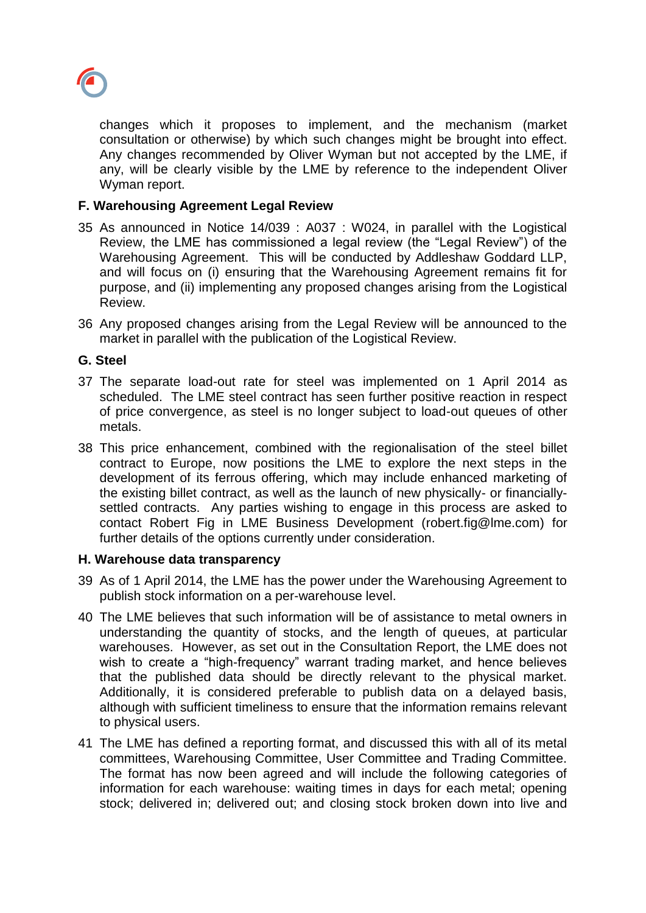changes which it proposes to implement, and the mechanism (market consultation or otherwise) by which such changes might be brought into effect. Any changes recommended by Oliver Wyman but not accepted by the LME, if any, will be clearly visible by the LME by reference to the independent Oliver Wyman report.

**F. Warehousing Agreement Legal Review**

35 As announced in Notice 14/039 : A037 : W024, in parallel with the Logistical Review, the LME has commissioned a legal review (the "Legal Review") of the Warehousing Agreement. This will be conducted by Addleshaw Goddard LLP, and will focus on (i) ensuring that the Warehousing Agreement remains fit for purpose, and (ii) implementing any proposed changes arising from the Logistical Review.

36 Any proposed changes arising from the Legal Review will be announced to the market in parallel with the publication of the Logistical Review.

**G. Steel**

37 The separate load-out rate for steel was implemented on 1 April 2014 as scheduled. The LME steel contract has seen further positive reaction in respect of price convergence, as steel is no longer subject to load-out queues of other metals.

38 This price enhancement, combined with the regionalisation of the steel billet contract to Europe, now positions the LME to explore the next steps in the development of its ferrous offering, which may include enhanced marketing of the existing billet contract, as well as the launch of new physically- or financially-settled contracts. Any parties wishing to engage in this process are asked to contact Robert Fig in LME Business Development (robert.fig@lme.com) for further details of the options currently under consideration.

**H. Warehouse data transparency**

39 As of 1 April 2014, the LME has the power under the Warehousing Agreement to publish stock information on a per-warehouse level.

40 The LME believes that such information will be of assistance to metal owners in understanding the quantity of stocks, and the length of queues, at particular warehouses. However, as set out in the Consultation Report, the LME does not wish to create a "high-frequency" warrant trading market, and hence believes that the published data should be directly relevant to the physical market. Additionally, it is considered preferable to publish data on a delayed basis, although with sufficient timeliness to ensure that the information remains relevant to physical users.

41 The LME has defined a reporting format, and discussed this with all of its metal committees, Warehousing Committee, User Committee and Trading Committee. The format has now been agreed and will include the following categories of information for each warehouse: waiting times in days for each metal; opening stock; delivered in; delivered out; and closing stock broken down into live and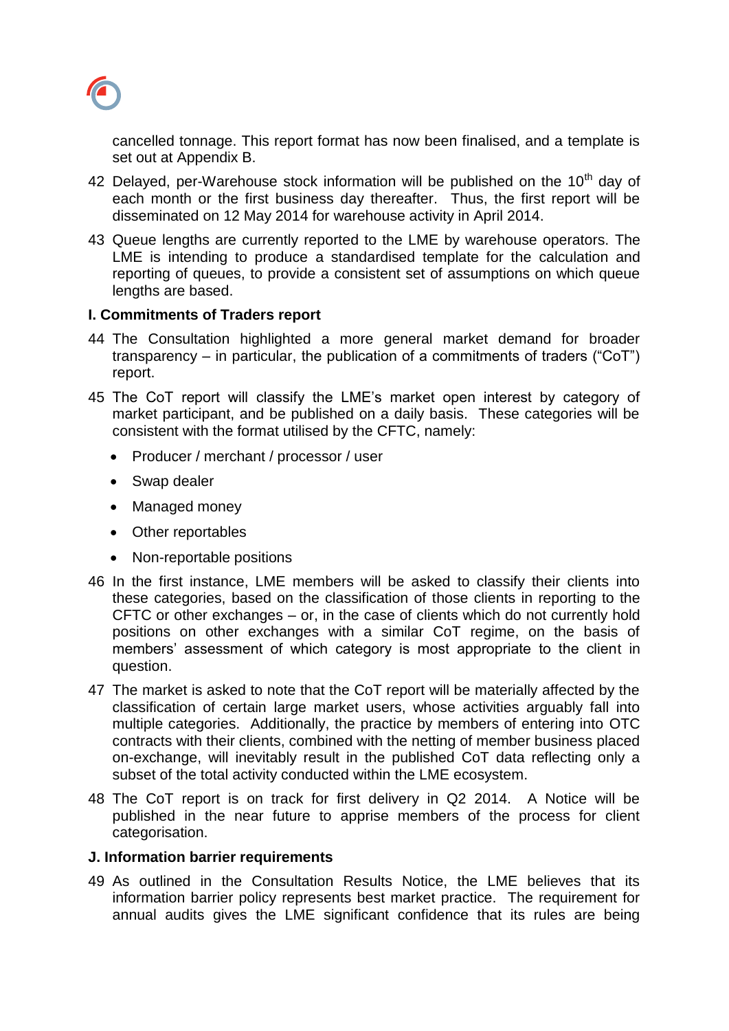cancelled tonnage. This report format has now been finalised, and a template is set out at Appendix B.

42 Delayed, per-Warehouse stock information will be published on the 10th day of each month or the first business day thereafter. Thus, the first report will be disseminated on 12 May 2014 for warehouse activity in April 2014.

43 Queue lengths are currently reported to the LME by warehouse operators. The LME is intending to produce a standardised template for the calculation and reporting of queues, to provide a consistent set of assumptions on which queue lengths are based.

### I. Commitments of Traders report

44 The Consultation highlighted a more general market demand for broader transparency – in particular, the publication of a commitments of traders ("CoT") report.

45 The CoT report will classify the LME's market open interest by category of market participant, and be published on a daily basis. These categories will be consistent with the format utilised by the CFTC, namely:

- Producer / merchant / processor / user
- Swap dealer
- Managed money
- Other reportables
- Non-reportable positions

46 In the first instance, LME members will be asked to classify their clients into these categories, based on the classification of those clients in reporting to the CFTC or other exchanges – or, in the case of clients which do not currently hold positions on other exchanges with a similar CoT regime, on the basis of members' assessment of which category is most appropriate to the client in question.

47 The market is asked to note that the CoT report will be materially affected by the classification of certain large market users, whose activities arguably fall into multiple categories. Additionally, the practice by members of entering into OTC contracts with their clients, combined with the netting of member business placed on-exchange, will inevitably result in the published CoT data reflecting only a subset of the total activity conducted within the LME ecosystem.

48 The CoT report is on track for first delivery in Q2 2014. A Notice will be published in the near future to apprise members of the process for client categorisation.

### J. Information barrier requirements

49 As outlined in the Consultation Results Notice, the LME believes that its information barrier policy represents best market practice. The requirement for annual audits gives the LME significant confidence that its rules are being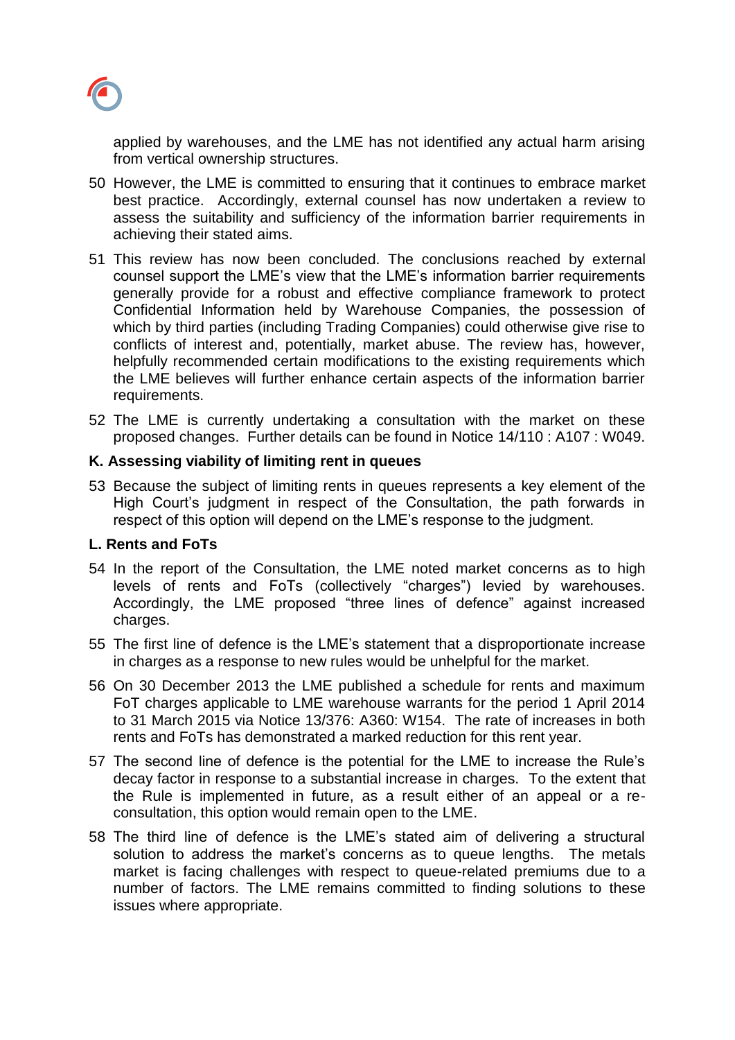applied by warehouses, and the LME has not identified any actual harm arising from vertical ownership structures.

50 However, the LME is committed to ensuring that it continues to embrace market best practice. Accordingly, external counsel has now undertaken a review to assess the suitability and sufficiency of the information barrier requirements in achieving their stated aims.

51 This review has now been concluded. The conclusions reached by external counsel support the LME's view that the LME's information barrier requirements generally provide for a robust and effective compliance framework to protect Confidential Information held by Warehouse Companies, the possession of which by third parties (including Trading Companies) could otherwise give rise to conflicts of interest and, potentially, market abuse. The review has, however, helpfully recommended certain modifications to the existing requirements which the LME believes will further enhance certain aspects of the information barrier requirements.

52 The LME is currently undertaking a consultation with the market on these proposed changes. Further details can be found in Notice 14/110 : A107 : W049.

### K. Assessing viability of limiting rent in queues

53 Because the subject of limiting rents in queues represents a key element of the High Court's judgment in respect of the Consultation, the path forwards in respect of this option will depend on the LME's response to the judgment.

### L. Rents and FoTs

54 In the report of the Consultation, the LME noted market concerns as to high levels of rents and FoTs (collectively "charges") levied by warehouses. Accordingly, the LME proposed "three lines of defence" against increased charges.

55 The first line of defence is the LME's statement that a disproportionate increase in charges as a response to new rules would be unhelpful for the market.

56 On 30 December 2013 the LME published a schedule for rents and maximum FoT charges applicable to LME warehouse warrants for the period 1 April 2014 to 31 March 2015 via Notice 13/376: A360: W154. The rate of increases in both rents and FoTs has demonstrated a marked reduction for this rent year.

57 The second line of defence is the potential for the LME to increase the Rule's decay factor in response to a substantial increase in charges. To the extent that the Rule is implemented in future, as a result either of an appeal or a re-consultation, this option would remain open to the LME.

58 The third line of defence is the LME's stated aim of delivering a structural solution to address the market's concerns as to queue lengths. The metals market is facing challenges with respect to queue-related premiums due to a number of factors. The LME remains committed to finding solutions to these issues where appropriate.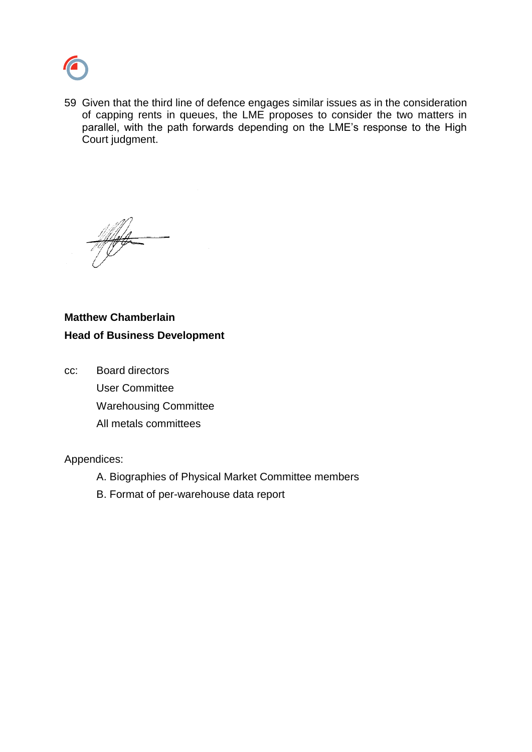59 Given that the third line of defence engages similar issues as in the consideration of capping rents in queues, the LME proposes to consider the two matters in parallel, with the path forwards depending on the LME's response to the High Court judgment.

**Matthew Chamberlain**
**Head of Business Development**

cc: Board directors
User Committee
Warehousing Committee
All metals committees

Appendices:

A. Biographies of Physical Market Committee members
B. Format of per-warehouse data report